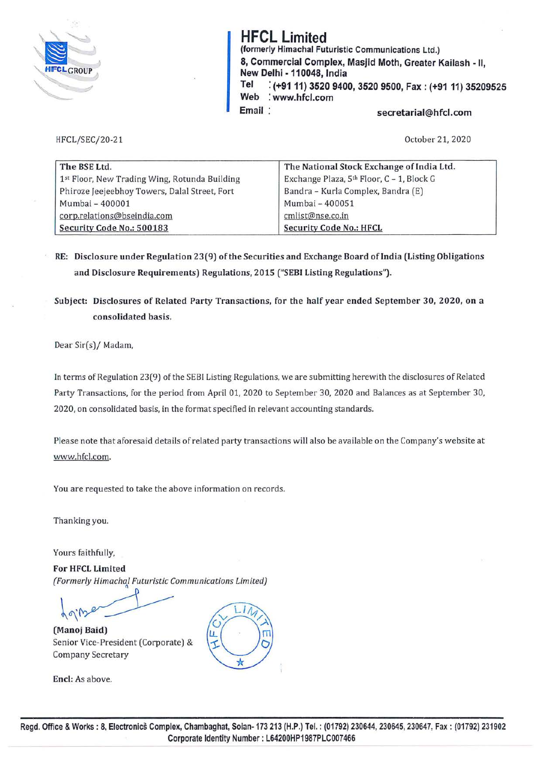# HFCL Limited

**(formerly Himachal Futuristic Communications Ltd.)**
**8, Commercial Complex, Masjid Moth, Greater Kailash - II, New Delhi - 110048, India**
**Tel : (+91 11) 3520 9400, 3520 9500, Fax : (+91 11) 35209525**
**Web : www.hfcl.com**
**Email : secretarial@hfcl.com**

HFCL/SEC/20-21

October 21, 2020

| The BSE Ltd. | The National Stock Exchange of India Ltd. |
|---|---|
| 1st Floor, New Trading Wing, Rotunda Building | Exchange Plaza, 5th Floor, C - 1, Block G |
| Phiroze Jeejeebhoy Towers, Dalal Street, Fort | Bandra - Kurla Complex, Bandra (E) |
| Mumbai - 400001 | Mumbai - 400051 |
| corp.relations@bseindia.com | cmlist@nse.co.in |
| **Security Code No.: 500183** | **Security Code No.: HFCL** |

**RE: Disclosure under Regulation 23(9) of the Securities and Exchange Board of India (Listing Obligations and Disclosure Requirements) Regulations, 2015 ("SEBI Listing Regulations").**

**Subject: Disclosures of Related Party Transactions, for the half year ended September 30, 2020, on a consolidated basis.**

Dear Sir(s)/ Madam,

In terms of Regulation 23(9) of the SEBI Listing Regulations, we are submitting herewith the disclosures of Related Party Transactions, for the period from April 01, 2020 to September 30, 2020 and Balances as at September 30, 2020, on consolidated basis, in the format specified in relevant accounting standards.

Please note that aforesaid details of related party transactions will also be available on the Company's website at www.hfcl.com.

You are requested to take the above information on records.

Thanking you.

Yours faithfully,

**For HFCL Limited**
*(Formerly Himachal Futuristic Communications Limited)*

**(Manoj Baid)**
Senior Vice-President (Corporate) &
Company Secretary

**Encl:** As above.

**Regd. Office & Works : 8, Electronics Complex, Chambaghat, Solan- 173 213 (H.P.) Tel. : (01792) 230644, 230645, 230647, Fax : (01792) 231902**
**Corporate Identity Number : L64200HP1987PLC007466**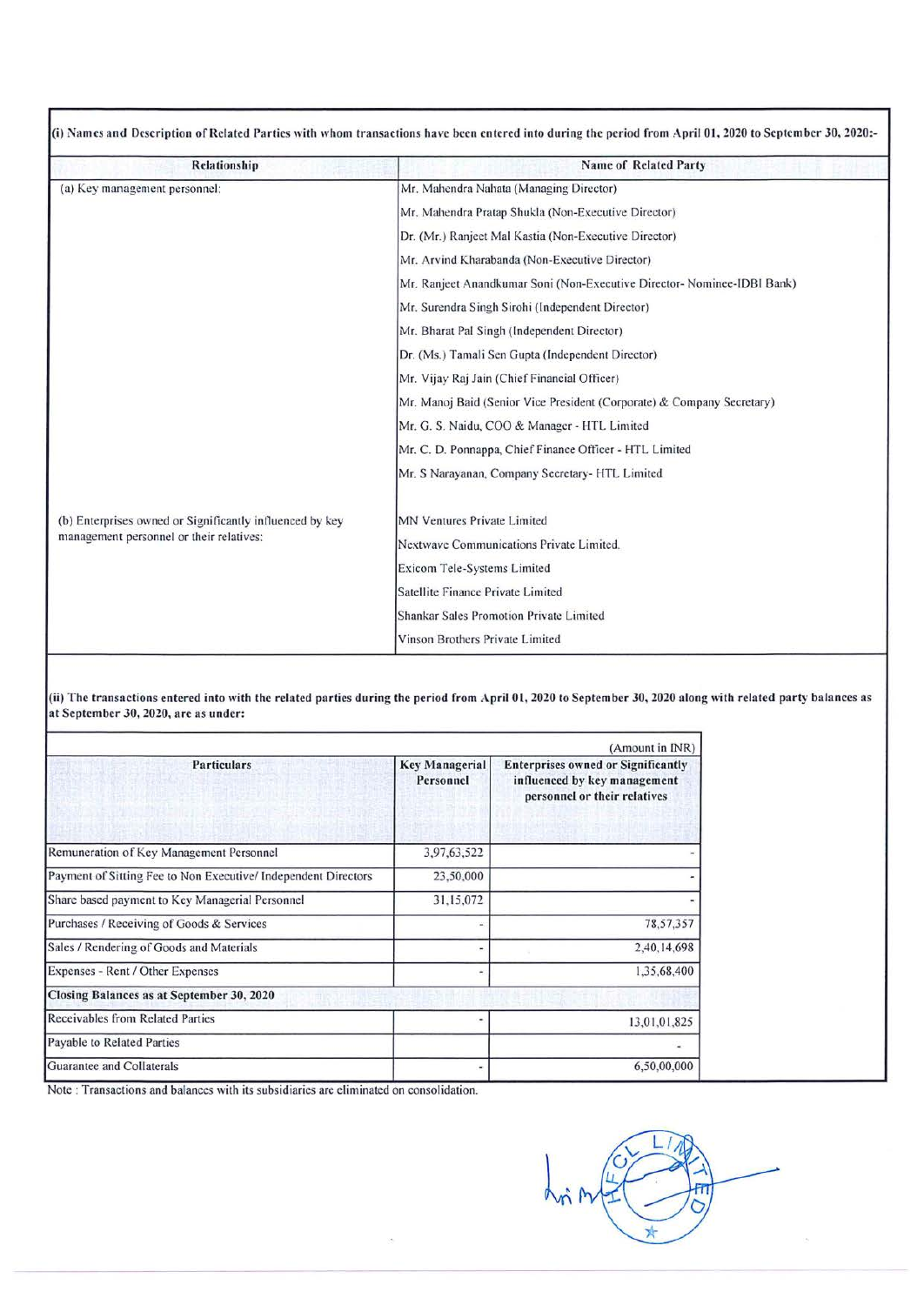(i) Names and Description of Related Parties with whom transactions have been entered into during the period from April 01, 2020 to September 30, 2020:-

| Relationship | Name of Related Party |
|---|---|
| (a) Key management personnel: | Mr. Mahendra Nahata (Managing Director) |
| | Mr. Mahendra Pratap Shukla (Non-Executive Director) |
| | Dr. (Mr.) Ranjeet Mal Kastia (Non-Executive Director) |
| | Mr. Arvind Kharabanda (Non-Executive Director) |
| | Mr. Ranjeet Anandkumar Soni (Non-Executive Director- Nominee-IDBI Bank) |
| | Mr. Surendra Singh Sirohi (Independent Director) |
| | Mr. Bharat Pal Singh (Independent Director) |
| | Dr. (Ms.) Tamali Sen Gupta (Independent Director) |
| | Mr. Vijay Raj Jain (Chief Financial Officer) |
| | Mr. Manoj Baid (Senior Vice President (Corporate) & Company Secretary) |
| | Mr. G. S. Naidu, COO & Manager - HTL Limited |
| | Mr. C. D. Ponnappa, Chief Finance Officer - HTL Limited |
| | Mr. S Narayanan, Company Secretary- HTL Limited |
| (b) Enterprises owned or Significantly influenced by key management personnel or their relatives: | MN Ventures Private Limited |
| | Nextwave Communications Private Limited. |
| | Exicom Tele-Systems Limited |
| | Satellite Finance Private Limited |
| | Shankar Sales Promotion Private Limited |
| | Vinson Brothers Private Limited |

(ii) The transactions entered into with the related parties during the period from April 01, 2020 to September 30, 2020 along with related party balances as at September 30, 2020, are as under:

(Amount in INR)

| Particulars | Key Managerial Personnel | Enterprises owned or Significantly influenced by key management personnel or their relatives |
|---|---|---|
| Remuneration of Key Management Personnel | 3,97,63,522 | - |
| Payment of Sitting Fee to Non Executive/ Independent Directors | 23,50,000 | - |
| Share based payment to Key Managerial Personnel | 31,15,072 | - |
| Purchases / Receiving of Goods & Services | - | 78,57,357 |
| Sales / Rendering of Goods and Materials | - | 2,40,14,698 |
| Expenses - Rent / Other Expenses | - | 1,35,68,400 |
| **Closing Balances as at September 30, 2020** | | |
| Receivables from Related Parties | - | 13,01,01,825 |
| Payable to Related Parties | | - |
| Guarantee and Collaterals | - | 6,50,00,000 |

Note : Transactions and balances with its subsidiaries are eliminated on consolidation.